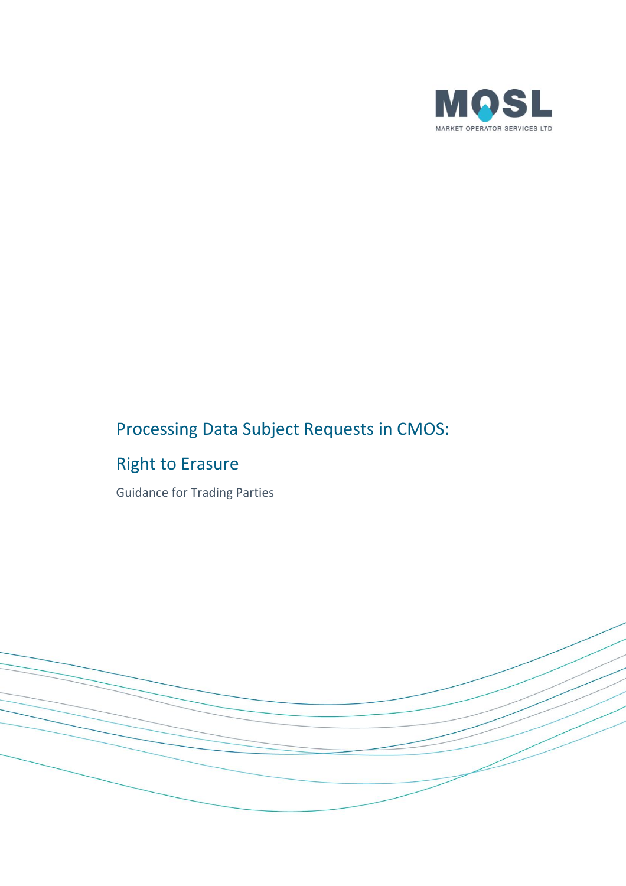MOSL

MARKET OPERATOR SERVICES LTD

# Processing Data Subject Requests in CMOS:

# Right to Erasure

Guidance for Trading Parties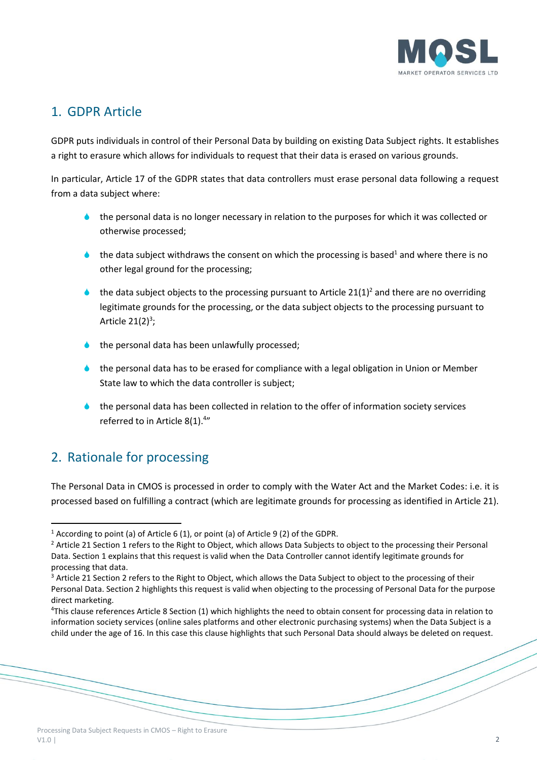## 1. GDPR Article

GDPR puts individuals in control of their Personal Data by building on existing Data Subject rights. It establishes a right to erasure which allows for individuals to request that their data is erased on various grounds.

In particular, Article 17 of the GDPR states that data controllers must erase personal data following a request from a data subject where:

- the personal data is no longer necessary in relation to the purposes for which it was collected or otherwise processed;
- the data subject withdraws the consent on which the processing is based[1] and where there is no other legal ground for the processing;
- the data subject objects to the processing pursuant to Article 21(1)[2] and there are no overriding legitimate grounds for the processing, or the data subject objects to the processing pursuant to Article 21(2)[3];
- the personal data has been unlawfully processed;
- the personal data has to be erased for compliance with a legal obligation in Union or Member State law to which the data controller is subject;
- the personal data has been collected in relation to the offer of information society services referred to in Article 8(1).[4]"

## 2. Rationale for processing

The Personal Data in CMOS is processed in order to comply with the Water Act and the Market Codes: i.e. it is processed based on fulfilling a contract (which are legitimate grounds for processing as identified in Article 21).

---

[1] According to point (a) of Article 6 (1), or point (a) of Article 9 (2) of the GDPR.

[2] Article 21 Section 1 refers to the Right to Object, which allows Data Subjects to object to the processing their Personal Data. Section 1 explains that this request is valid when the Data Controller cannot identify legitimate grounds for processing that data.

[3] Article 21 Section 2 refers to the Right to Object, which allows the Data Subject to object to the processing of their Personal Data. Section 2 highlights this request is valid when objecting to the processing of Personal Data for the purpose direct marketing.

[4] This clause references Article 8 Section (1) which highlights the need to obtain consent for processing data in relation to information society services (online sales platforms and other electronic purchasing systems) when the Data Subject is a child under the age of 16. In this case this clause highlights that such Personal Data should always be deleted on request.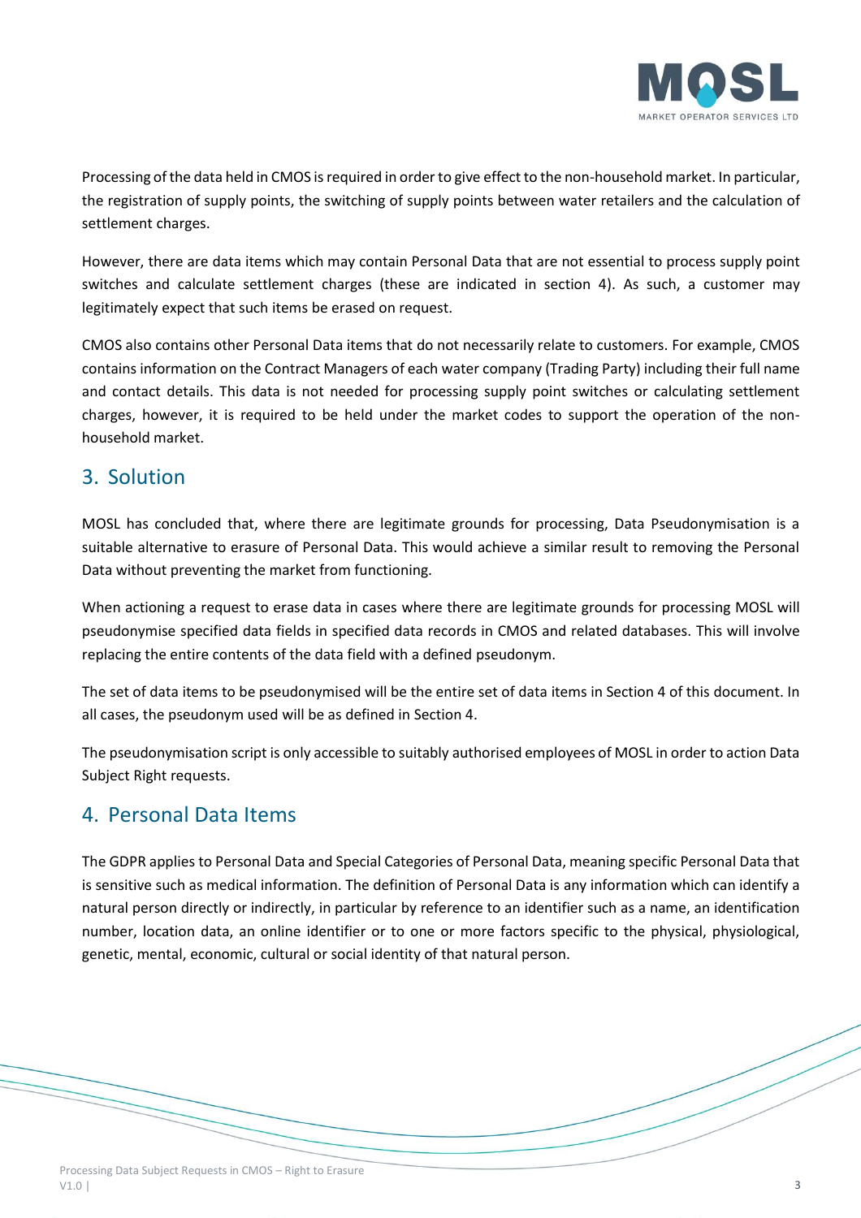Processing of the data held in CMOS is required in order to give effect to the non-household market. In particular, the registration of supply points, the switching of supply points between water retailers and the calculation of settlement charges.

However, there are data items which may contain Personal Data that are not essential to process supply point switches and calculate settlement charges (these are indicated in section 4). As such, a customer may legitimately expect that such items be erased on request.

CMOS also contains other Personal Data items that do not necessarily relate to customers. For example, CMOS contains information on the Contract Managers of each water company (Trading Party) including their full name and contact details. This data is not needed for processing supply point switches or calculating settlement charges, however, it is required to be held under the market codes to support the operation of the non-household market.

## 3. Solution

MOSL has concluded that, where there are legitimate grounds for processing, Data Pseudonymisation is a suitable alternative to erasure of Personal Data. This would achieve a similar result to removing the Personal Data without preventing the market from functioning.

When actioning a request to erase data in cases where there are legitimate grounds for processing MOSL will pseudonymise specified data fields in specified data records in CMOS and related databases. This will involve replacing the entire contents of the data field with a defined pseudonym.

The set of data items to be pseudonymised will be the entire set of data items in Section 4 of this document. In all cases, the pseudonym used will be as defined in Section 4.

The pseudonymisation script is only accessible to suitably authorised employees of MOSL in order to action Data Subject Right requests.

## 4. Personal Data Items

The GDPR applies to Personal Data and Special Categories of Personal Data, meaning specific Personal Data that is sensitive such as medical information. The definition of Personal Data is any information which can identify a natural person directly or indirectly, in particular by reference to an identifier such as a name, an identification number, location data, an online identifier or to one or more factors specific to the physical, physiological, genetic, mental, economic, cultural or social identity of that natural person.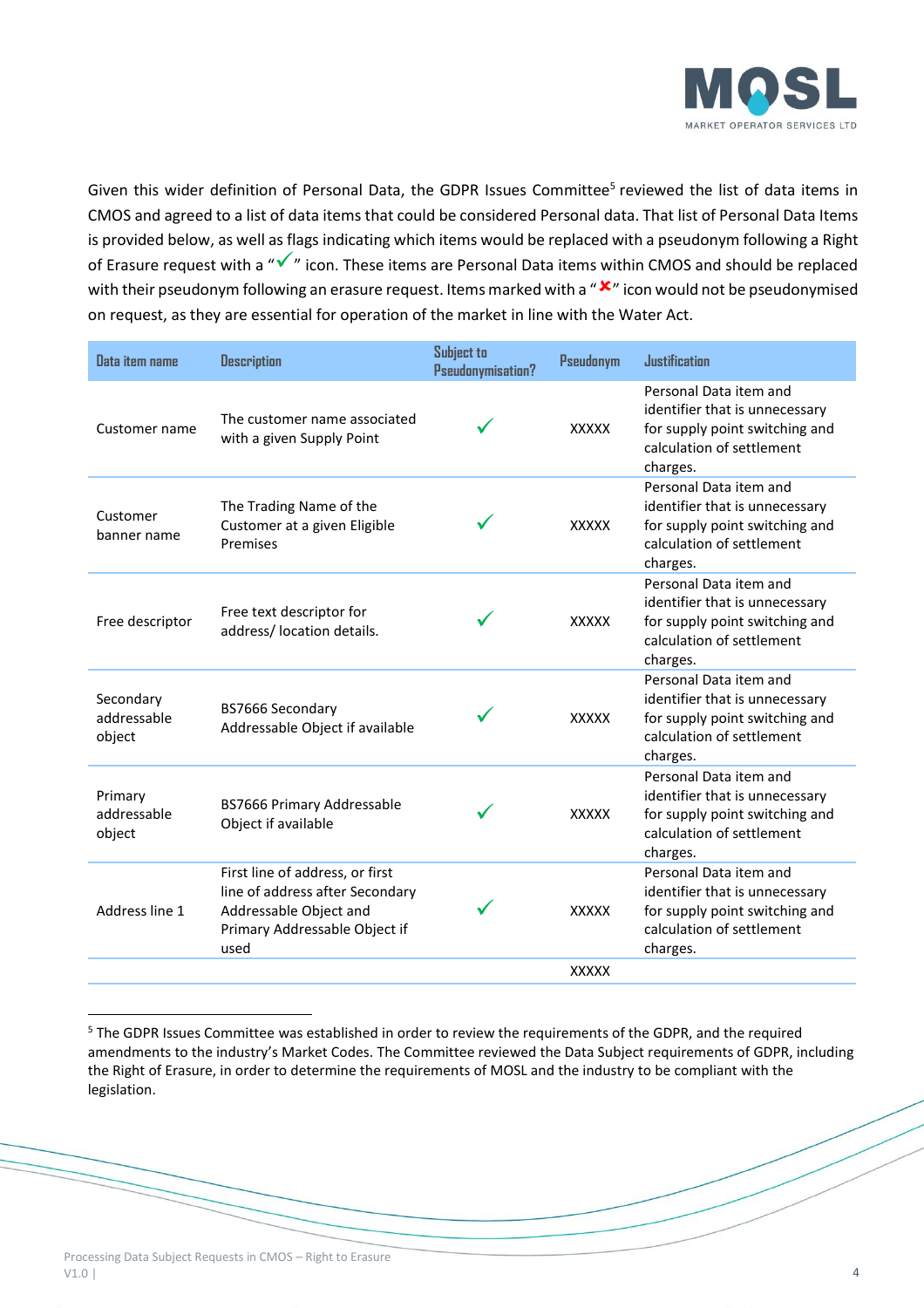Given this wider definition of Personal Data, the GDPR Issues Committee[5] reviewed the list of data items in CMOS and agreed to a list of data items that could be considered Personal data. That list of Personal Data Items is provided below, as well as flags indicating which items would be replaced with a pseudonym following a Right of Erasure request with a "✓" icon. These items are Personal Data items within CMOS and should be replaced with their pseudonym following an erasure request. Items marked with a "✗" icon would not be pseudonymised on request, as they are essential for operation of the market in line with the Water Act.

| Data item name | Description | Subject to Pseudonymisation? | Pseudonym | Justification |
|---|---|---|---|---|
| Customer name | The customer name associated with a given Supply Point | ✓ | XXXXX | Personal Data item and identifier that is unnecessary for supply point switching and calculation of settlement charges. |
| Customer banner name | The Trading Name of the Customer at a given Eligible Premises | ✓ | XXXXX | Personal Data item and identifier that is unnecessary for supply point switching and calculation of settlement charges. |
| Free descriptor | Free text descriptor for address/ location details. | ✓ | XXXXX | Personal Data item and identifier that is unnecessary for supply point switching and calculation of settlement charges. |
| Secondary addressable object | BS7666 Secondary Addressable Object if available | ✓ | XXXXX | Personal Data item and identifier that is unnecessary for supply point switching and calculation of settlement charges. |
| Primary addressable object | BS7666 Primary Addressable Object if available | ✓ | XXXXX | Personal Data item and identifier that is unnecessary for supply point switching and calculation of settlement charges. |
| Address line 1 | First line of address, or first line of address after Secondary Addressable Object and Primary Addressable Object if used | ✓ | XXXXX | Personal Data item and identifier that is unnecessary for supply point switching and calculation of settlement charges. |
| | | | XXXXX | |

[5] The GDPR Issues Committee was established in order to review the requirements of the GDPR, and the required amendments to the industry's Market Codes. The Committee reviewed the Data Subject requirements of GDPR, including the Right of Erasure, in order to determine the requirements of MOSL and the industry to be compliant with the legislation.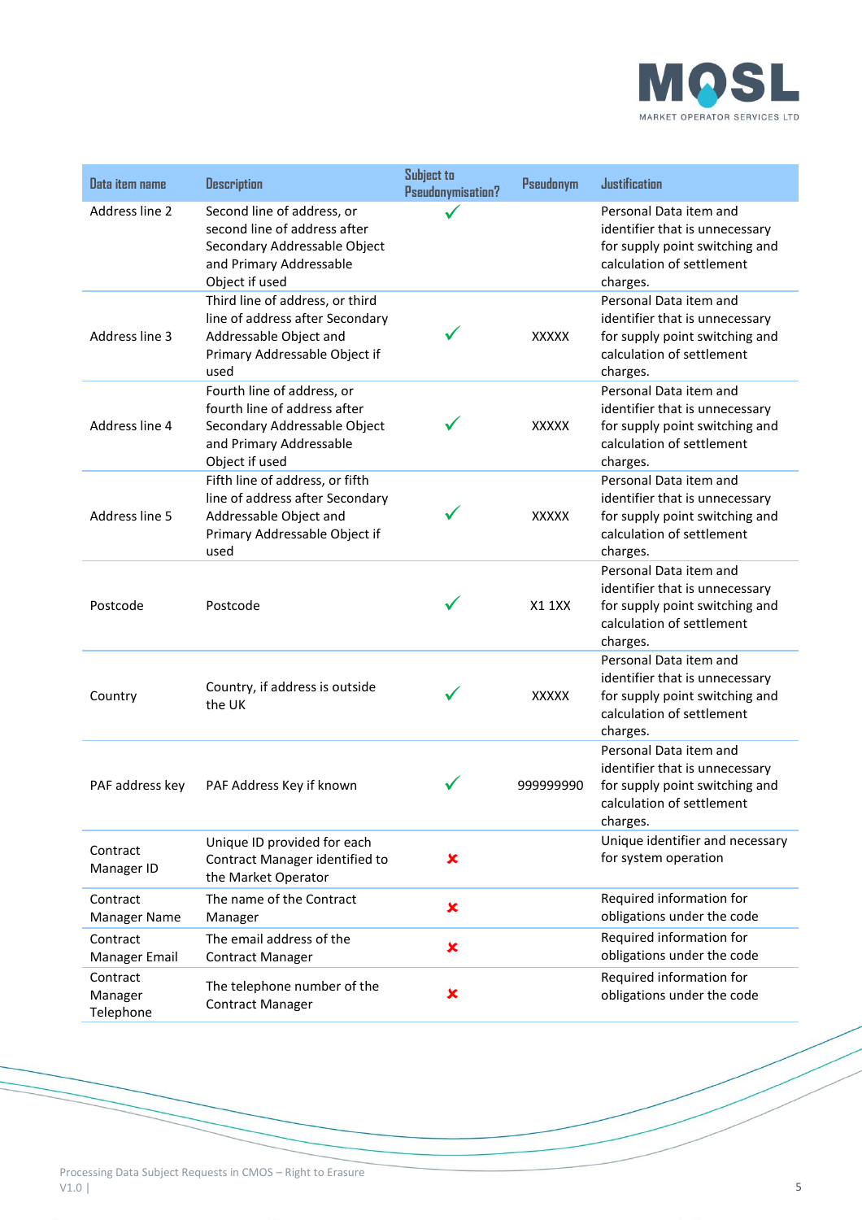| Data item name | Description | Subject to Pseudonymisation? | Pseudonym | Justification |
|---|---|---|---|---|
| Address line 2 | Second line of address, or second line of address after Secondary Addressable Object and Primary Addressable Object if used | ✓ | | Personal Data item and identifier that is unnecessary for supply point switching and calculation of settlement charges. |
| Address line 3 | Third line of address, or third line of address after Secondary Addressable Object and Primary Addressable Object if used | ✓ | XXXXX | Personal Data item and identifier that is unnecessary for supply point switching and calculation of settlement charges. |
| Address line 4 | Fourth line of address, or fourth line of address after Secondary Addressable Object and Primary Addressable Object if used | ✓ | XXXXX | Personal Data item and identifier that is unnecessary for supply point switching and calculation of settlement charges. |
| Address line 5 | Fifth line of address, or fifth line of address after Secondary Addressable Object and Primary Addressable Object if used | ✓ | XXXXX | Personal Data item and identifier that is unnecessary for supply point switching and calculation of settlement charges. |
| Postcode | Postcode | ✓ | X1 1XX | Personal Data item and identifier that is unnecessary for supply point switching and calculation of settlement charges. |
| Country | Country, if address is outside the UK | ✓ | XXXXX | Personal Data item and identifier that is unnecessary for supply point switching and calculation of settlement charges. |
| PAF address key | PAF Address Key if known | ✓ | 999999990 | Personal Data item and identifier that is unnecessary for supply point switching and calculation of settlement charges. |
| Contract Manager ID | Unique ID provided for each Contract Manager identified to the Market Operator | ✗ | | Unique identifier and necessary for system operation |
| Contract Manager Name | The name of the Contract Manager | ✗ | | Required information for obligations under the code |
| Contract Manager Email | The email address of the Contract Manager | ✗ | | Required information for obligations under the code |
| Contract Manager Telephone | The telephone number of the Contract Manager | ✗ | | Required information for obligations under the code |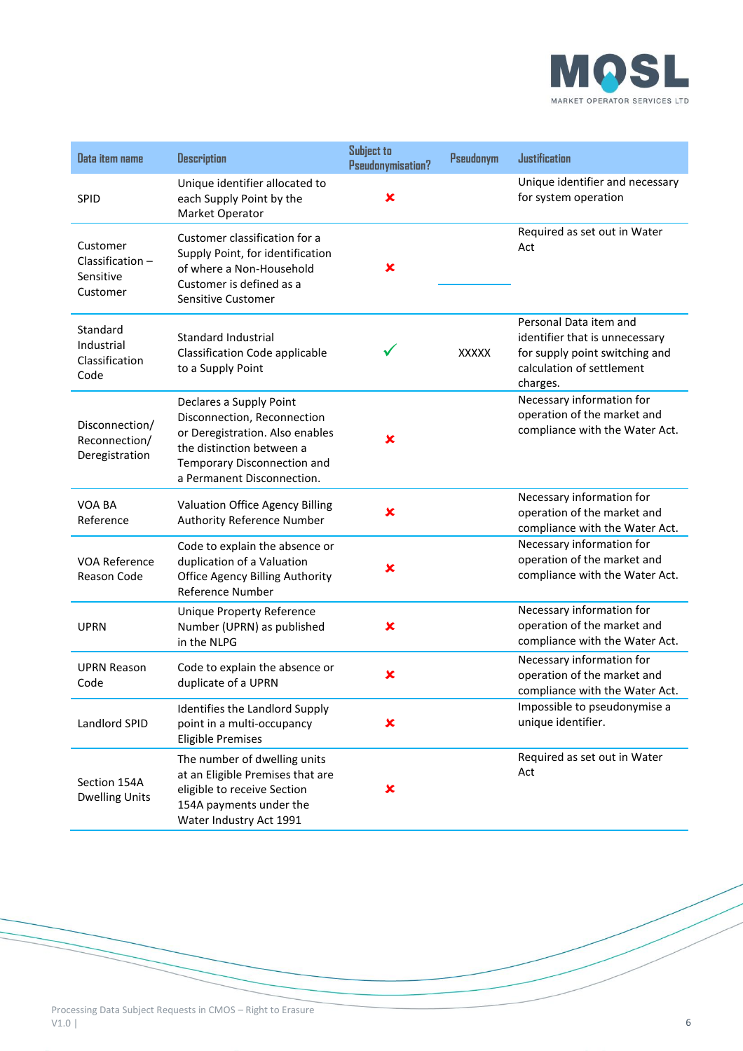| Data item name | Description | Subject to Pseudonymisation? | Pseudonym | Justification |
|---|---|---|---|---|
| SPID | Unique identifier allocated to each Supply Point by the Market Operator | ✘ | | Unique identifier and necessary for system operation |
| Customer Classification – Sensitive Customer | Customer classification for a Supply Point, for identification of where a Non-Household Customer is defined as a Sensitive Customer | ✘ | | Required as set out in Water Act |
| Standard Industrial Classification Code | Standard Industrial Classification Code applicable to a Supply Point | ✓ | XXXXX | Personal Data item and identifier that is unnecessary for supply point switching and calculation of settlement charges. |
| Disconnection/ Reconnection/ Deregistration | Declares a Supply Point Disconnection, Reconnection or Deregistration. Also enables the distinction between a Temporary Disconnection and a Permanent Disconnection. | ✘ | | Necessary information for operation of the market and compliance with the Water Act. |
| VOA BA Reference | Valuation Office Agency Billing Authority Reference Number | ✘ | | Necessary information for operation of the market and compliance with the Water Act. |
| VOA Reference Reason Code | Code to explain the absence or duplication of a Valuation Office Agency Billing Authority Reference Number | ✘ | | Necessary information for operation of the market and compliance with the Water Act. |
| UPRN | Unique Property Reference Number (UPRN) as published in the NLPG | ✘ | | Necessary information for operation of the market and compliance with the Water Act. |
| UPRN Reason Code | Code to explain the absence or duplicate of a UPRN | ✘ | | Necessary information for operation of the market and compliance with the Water Act. |
| Landlord SPID | Identifies the Landlord Supply point in a multi-occupancy Eligible Premises | ✘ | | Impossible to pseudonymise a unique identifier. |
| Section 154A Dwelling Units | The number of dwelling units at an Eligible Premises that are eligible to receive Section 154A payments under the Water Industry Act 1991 | ✘ | | Required as set out in Water Act |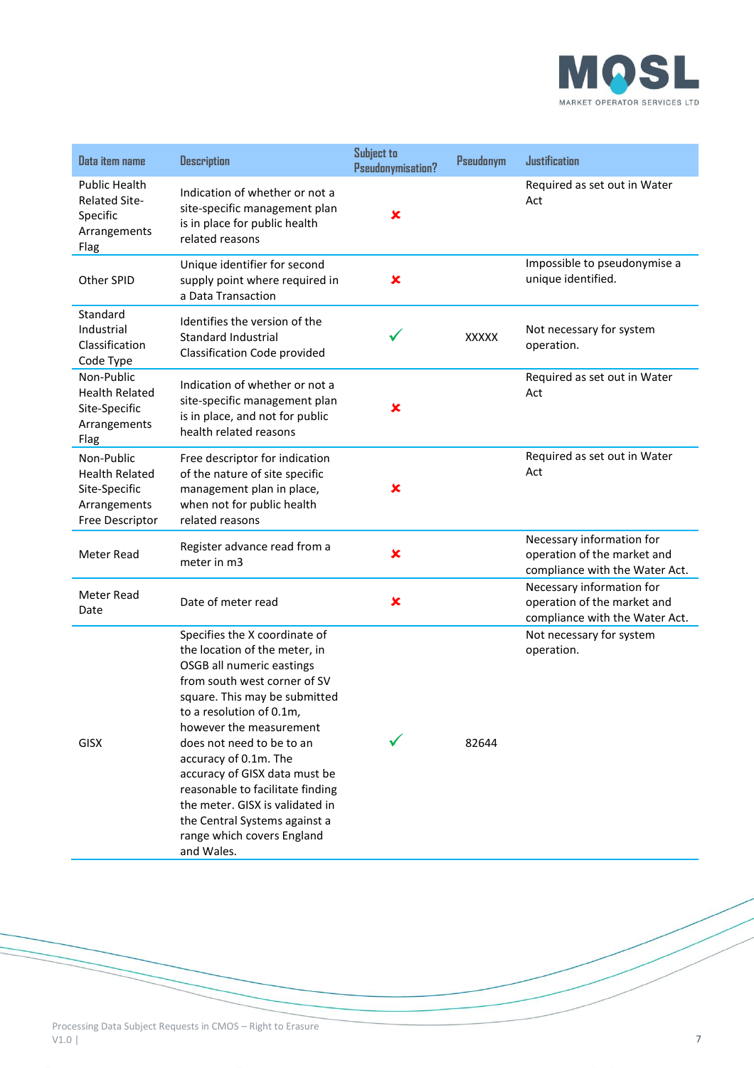| Data item name | Description | Subject to Pseudonymisation? | Pseudonym | Justification |
|---|---|---|---|---|
| Public Health Related Site-Specific Arrangements Flag | Indication of whether or not a site-specific management plan is in place for public health related reasons | ✘ | | Required as set out in Water Act |
| Other SPID | Unique identifier for second supply point where required in a Data Transaction | ✘ | | Impossible to pseudonymise a unique identified. |
| Standard Industrial Classification Code Type | Identifies the version of the Standard Industrial Classification Code provided | ✓ | XXXXX | Not necessary for system operation. |
| Non-Public Health Related Site-Specific Arrangements Flag | Indication of whether or not a site-specific management plan is in place, and not for public health related reasons | ✘ | | Required as set out in Water Act |
| Non-Public Health Related Site-Specific Arrangements Free Descriptor | Free descriptor for indication of the nature of site specific management plan in place, when not for public health related reasons | ✘ | | Required as set out in Water Act |
| Meter Read | Register advance read from a meter in m3 | ✘ | | Necessary information for operation of the market and compliance with the Water Act. |
| Meter Read Date | Date of meter read | ✘ | | Necessary information for operation of the market and compliance with the Water Act. |
| GISX | Specifies the X coordinate of the location of the meter, in OSGB all numeric eastings from south west corner of SV square. This may be submitted to a resolution of 0.1m, however the measurement does not need to be to an accuracy of 0.1m. The accuracy of GISX data must be reasonable to facilitate finding the meter. GISX is validated in the Central Systems against a range which covers England and Wales. | ✓ | 82644 | Not necessary for system operation. |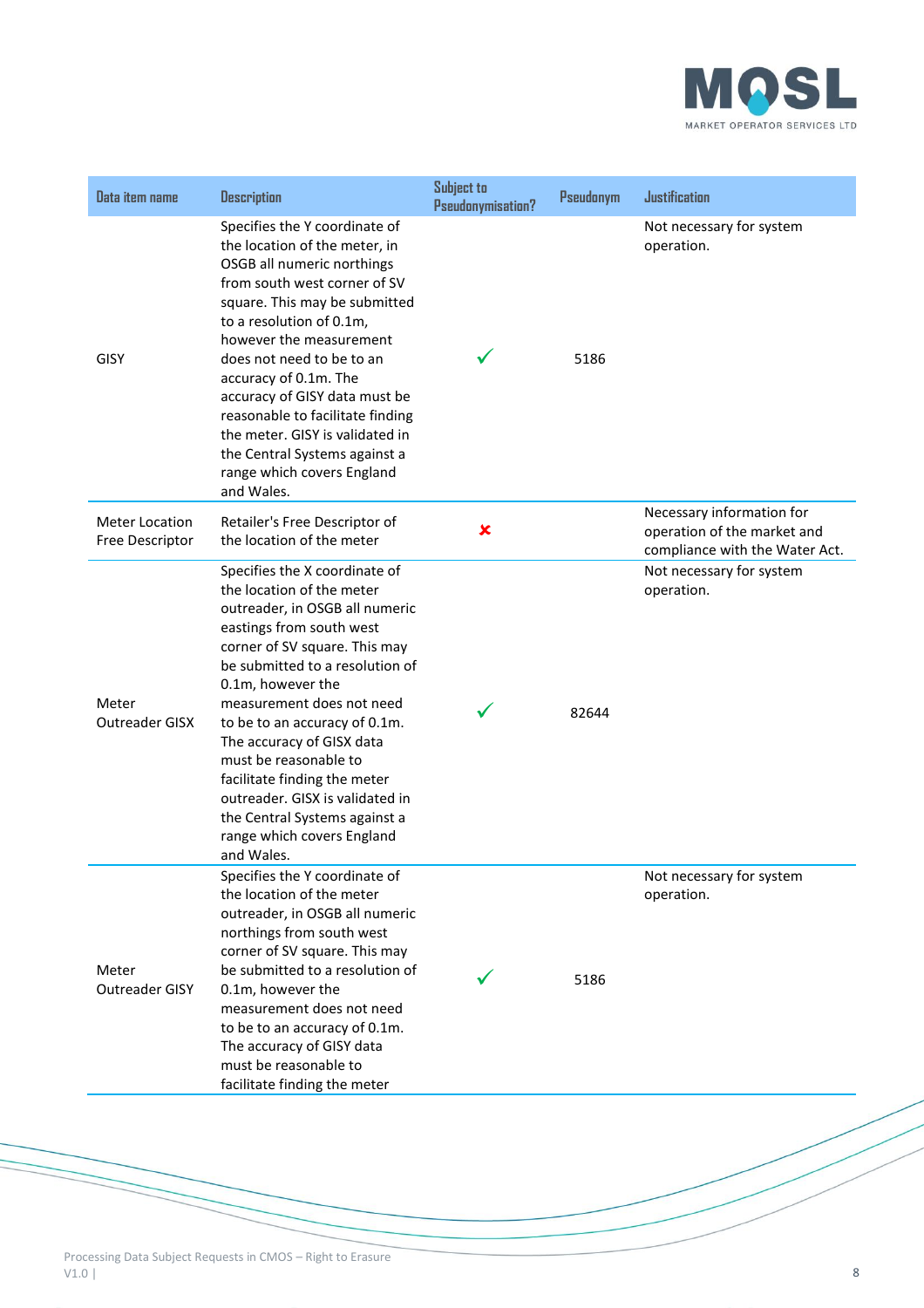| Data item name | Description | Subject to Pseudonymisation? | Pseudonym | Justification |
|---|---|---|---|---|
| GISY | Specifies the Y coordinate of the location of the meter, in OSGB all numeric northings from south west corner of SV square. This may be submitted to a resolution of 0.1m, however the measurement does not need to be to an accuracy of 0.1m. The accuracy of GISY data must be reasonable to facilitate finding the meter. GISY is validated in the Central Systems against a range which covers England and Wales. | ✓ | 5186 | Not necessary for system operation. |
| Meter Location Free Descriptor | Retailer's Free Descriptor of the location of the meter | ✗ | | Necessary information for operation of the market and compliance with the Water Act. |
| Meter Outreader GISX | Specifies the X coordinate of the location of the meter outreader, in OSGB all numeric eastings from south west corner of SV square. This may be submitted to a resolution of 0.1m, however the measurement does not need to be to an accuracy of 0.1m. The accuracy of GISX data must be reasonable to facilitate finding the meter outreader. GISX is validated in the Central Systems against a range which covers England and Wales. | ✓ | 82644 | Not necessary for system operation. |
| Meter Outreader GISY | Specifies the Y coordinate of the location of the meter outreader, in OSGB all numeric northings from south west corner of SV square. This may be submitted to a resolution of 0.1m, however the measurement does not need to be to an accuracy of 0.1m. The accuracy of GISY data must be reasonable to facilitate finding the meter | ✓ | 5186 | Not necessary for system operation. |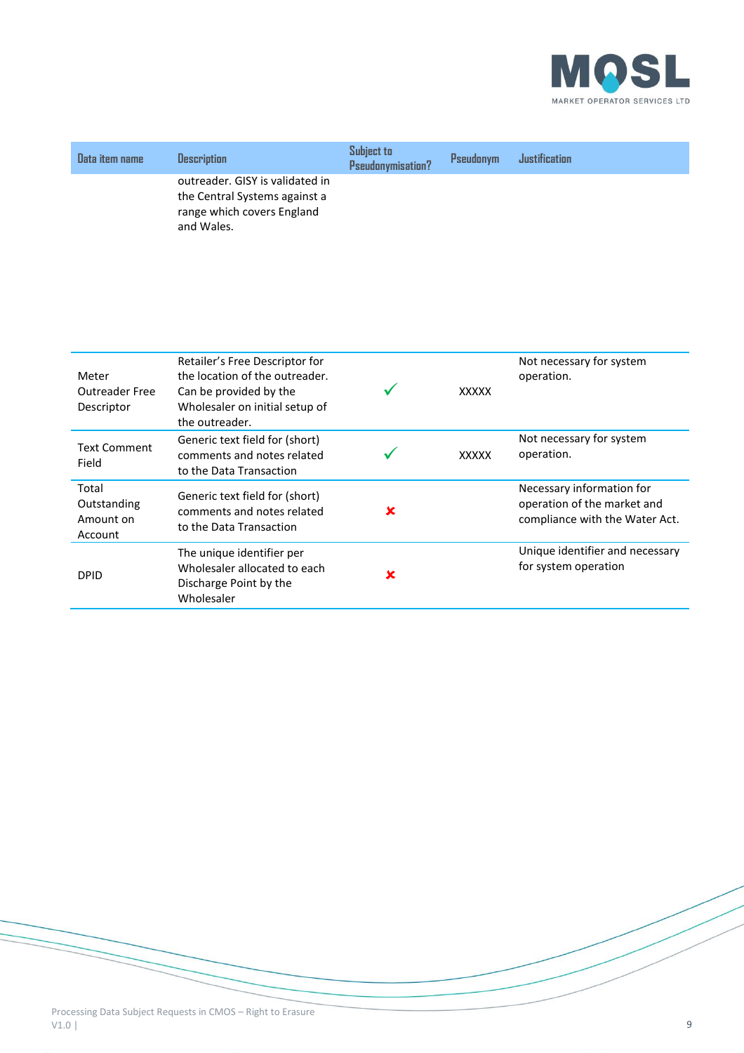| Data item name | Description | Subject to Pseudonymisation? | Pseudonym | Justification |
|---|---|---|---|---|
| | outreader. GISY is validated in the Central Systems against a range which covers England and Wales. | | | |
| Meter Outreader Free Descriptor | Retailer's Free Descriptor for the location of the outreader. Can be provided by the Wholesaler on initial setup of the outreader. | ✓ | XXXXX | Not necessary for system operation. |
| Text Comment Field | Generic text field for (short) comments and notes related to the Data Transaction | ✓ | XXXXX | Not necessary for system operation. |
| Total Outstanding Amount on Account | Generic text field for (short) comments and notes related to the Data Transaction | ✘ | | Necessary information for operation of the market and compliance with the Water Act. |
| DPID | The unique identifier per Wholesaler allocated to each Discharge Point by the Wholesaler | ✘ | | Unique identifier and necessary for system operation |